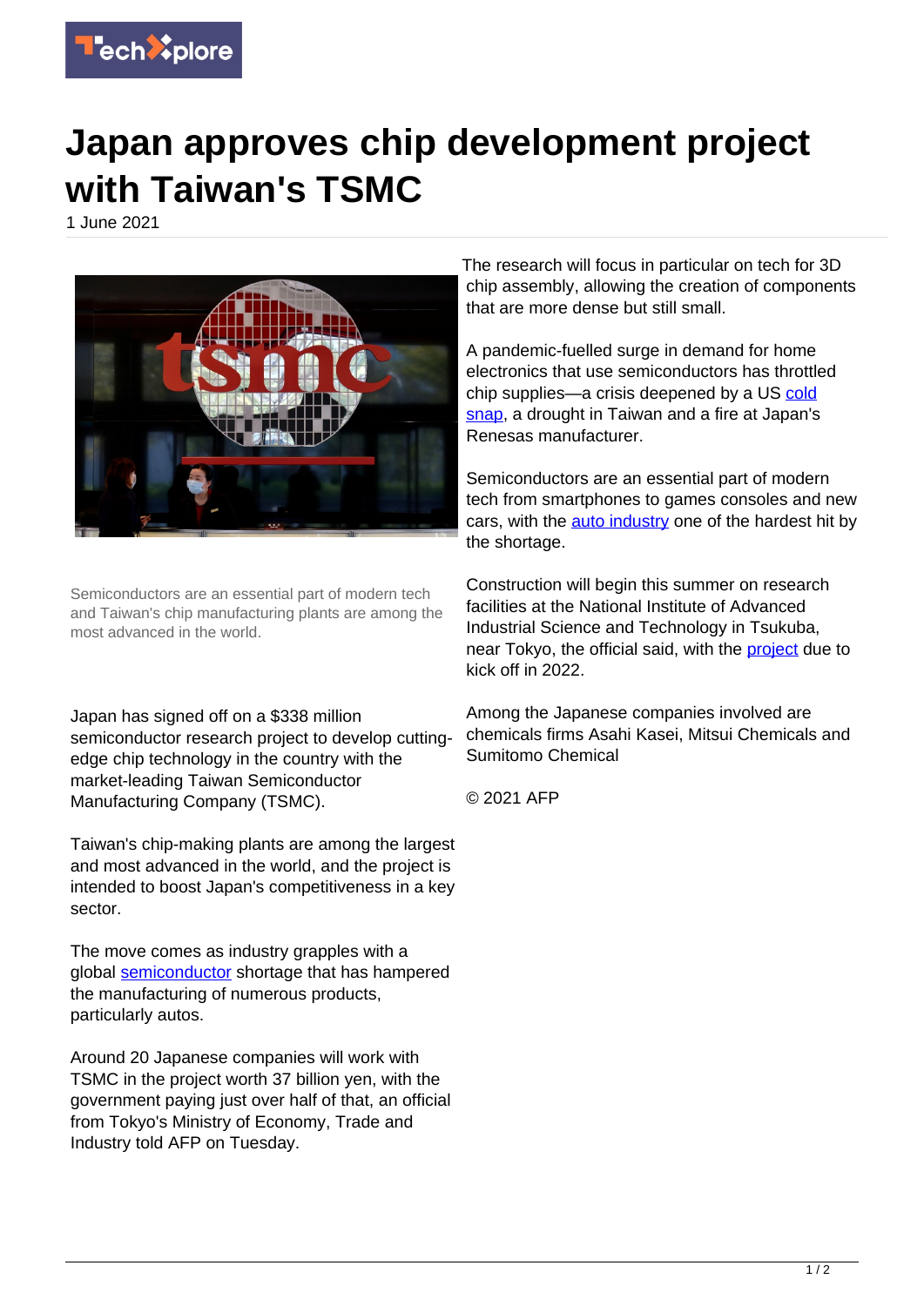# Japan approves chip development project with Taiwan's TSMC

1 June 2021

Semiconductors are an essential part of modern tech and Taiwan's chip manufacturing plants are among the most advanced in the world.

Japan has signed off on a $338 million semiconductor research project to develop cutting-edge chip technology in the country with the market-leading Taiwan Semiconductor Manufacturing Company (TSMC).

Taiwan's chip-making plants are among the largest and most advanced in the world, and the project is intended to boost Japan's competitiveness in a key sector.

The move comes as industry grapples with a global semiconductor shortage that has hampered the manufacturing of numerous products, particularly autos.

Around 20 Japanese companies will work with TSMC in the project worth 37 billion yen, with the government paying just over half of that, an official from Tokyo's Ministry of Economy, Trade and Industry told AFP on Tuesday.

The research will focus in particular on tech for 3D chip assembly, allowing the creation of components that are more dense but still small.

A pandemic-fuelled surge in demand for home electronics that use semiconductors has throttled chip supplies—a crisis deepened by a US cold snap, a drought in Taiwan and a fire at Japan's Renesas manufacturer.

Semiconductors are an essential part of modern tech from smartphones to games consoles and new cars, with the auto industry one of the hardest hit by the shortage.

Construction will begin this summer on research facilities at the National Institute of Advanced Industrial Science and Technology in Tsukuba, near Tokyo, the official said, with the project due to kick off in 2022.

Among the Japanese companies involved are chemicals firms Asahi Kasei, Mitsui Chemicals and Sumitomo Chemical

© 2021 AFP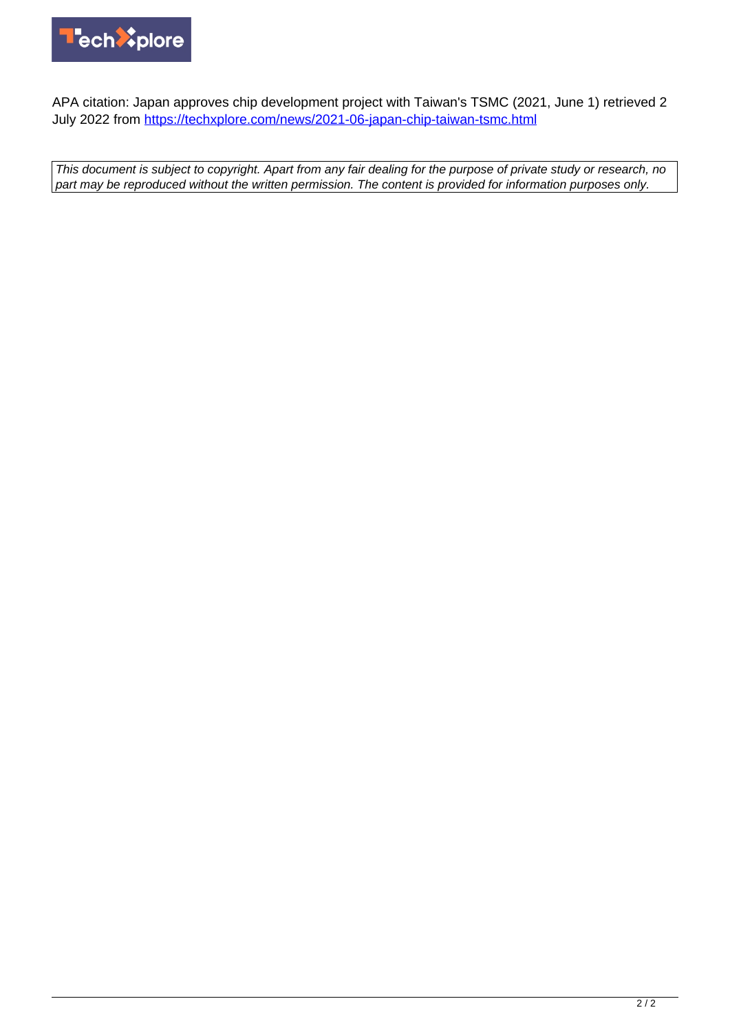APA citation: Japan approves chip development project with Taiwan's TSMC (2021, June 1) retrieved 2 July 2022 from https://techxplore.com/news/2021-06-japan-chip-taiwan-tsmc.html

*This document is subject to copyright. Apart from any fair dealing for the purpose of private study or research, no part may be reproduced without the written permission. The content is provided for information purposes only.*